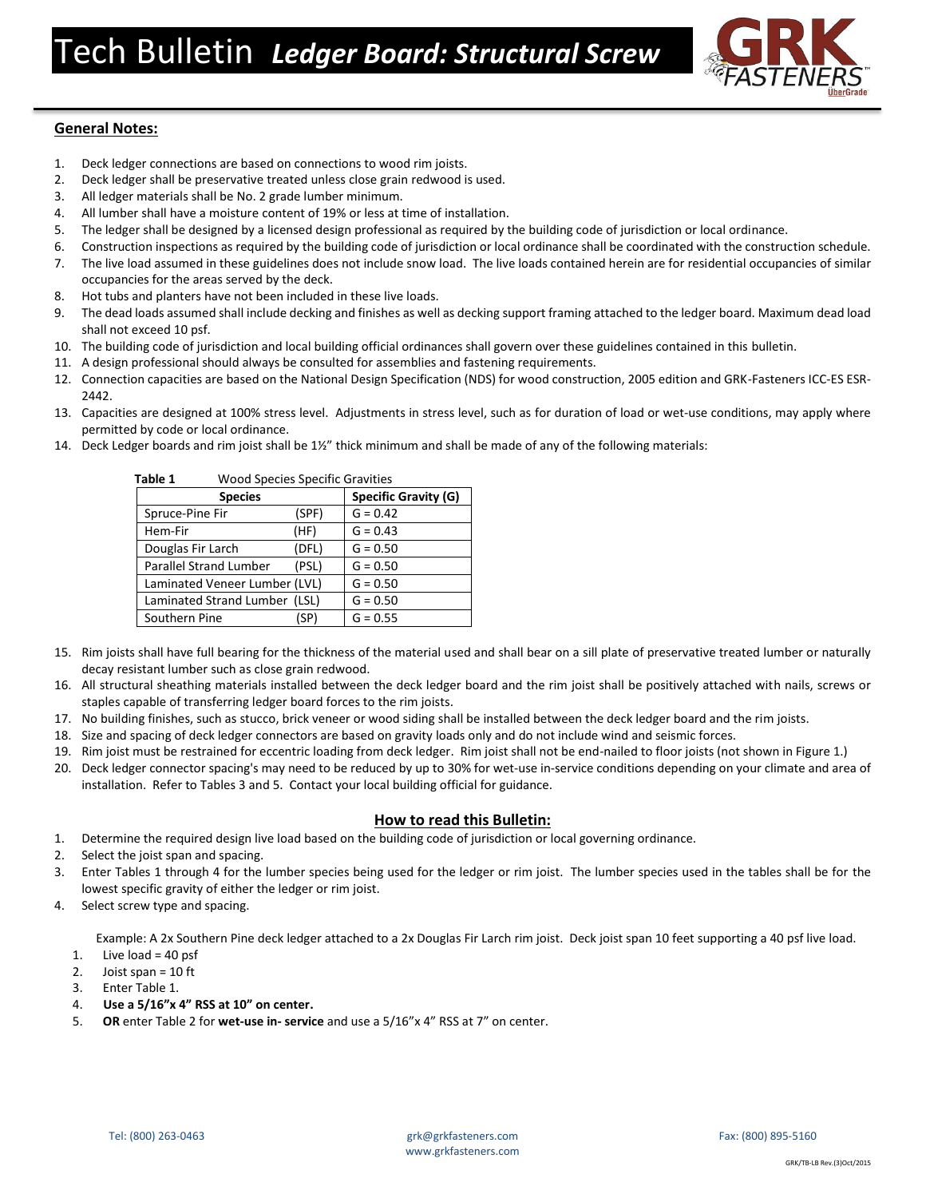# Tech Bulletin *Ledger Board: Structural Screw*

## General Notes:

1. Deck ledger connections are based on connections to wood rim joists.
2. Deck ledger shall be preservative treated unless close grain redwood is used.
3. All ledger materials shall be No. 2 grade lumber minimum.
4. All lumber shall have a moisture content of 19% or less at time of installation.
5. The ledger shall be designed by a licensed design professional as required by the building code of jurisdiction or local ordinance.
6. Construction inspections as required by the building code of jurisdiction or local ordinance shall be coordinated with the construction schedule.
7. The live load assumed in these guidelines does not include snow load. The live loads contained herein are for residential occupancies of similar occupancies for the areas served by the deck.
8. Hot tubs and planters have not been included in these live loads.
9. The dead loads assumed shall include decking and finishes as well as decking support framing attached to the ledger board. Maximum dead load shall not exceed 10 psf.
10. The building code of jurisdiction and local building official ordinances shall govern over these guidelines contained in this bulletin.
11. A design professional should always be consulted for assemblies and fastening requirements.
12. Connection capacities are based on the National Design Specification (NDS) for wood construction, 2005 edition and GRK-Fasteners ICC-ES ESR-2442.
13. Capacities are designed at 100% stress level. Adjustments in stress level, such as for duration of load or wet-use conditions, may apply where permitted by code or local ordinance.
14. Deck Ledger boards and rim joist shall be 1½" thick minimum and shall be made of any of the following materials:

**Table 1** Wood Species Specific Gravities

| Species | | Specific Gravity (G) |
|---|---|---|
| Spruce-Pine Fir | (SPF) | G = 0.42 |
| Hem-Fir | (HF) | G = 0.43 |
| Douglas Fir Larch | (DFL) | G = 0.50 |
| Parallel Strand Lumber | (PSL) | G = 0.50 |
| Laminated Veneer Lumber | (LVL) | G = 0.50 |
| Laminated Strand Lumber | (LSL) | G = 0.50 |
| Southern Pine | (SP) | G = 0.55 |

15. Rim joists shall have full bearing for the thickness of the material used and shall bear on a sill plate of preservative treated lumber or naturally decay resistant lumber such as close grain redwood.
16. All structural sheathing materials installed between the deck ledger board and the rim joist shall be positively attached with nails, screws or staples capable of transferring ledger board forces to the rim joists.
17. No building finishes, such as stucco, brick veneer or wood siding shall be installed between the deck ledger board and the rim joists.
18. Size and spacing of deck ledger connectors are based on gravity loads only and do not include wind and seismic forces.
19. Rim joist must be restrained for eccentric loading from deck ledger. Rim joist shall not be end-nailed to floor joists (not shown in Figure 1.)
20. Deck ledger connector spacing's may need to be reduced by up to 30% for wet-use in-service conditions depending on your climate and area of installation. Refer to Tables 3 and 5. Contact your local building official for guidance.

## How to read this Bulletin:

1. Determine the required design live load based on the building code of jurisdiction or local governing ordinance.
2. Select the joist span and spacing.
3. Enter Tables 1 through 4 for the lumber species being used for the ledger or rim joist. The lumber species used in the tables shall be for the lowest specific gravity of either the ledger or rim joist.
4. Select screw type and spacing.

Example: A 2x Southern Pine deck ledger attached to a 2x Douglas Fir Larch rim joist. Deck joist span 10 feet supporting a 40 psf live load.

1. Live load = 40 psf
2. Joist span = 10 ft
3. Enter Table 1.
4. **Use a 5/16"x 4" RSS at 10" on center.**
5. **OR** enter Table 2 for **wet-use in- service** and use a 5/16"x 4" RSS at 7" on center.

Tel: (800) 263-0463 grk@grkfasteners.com www.grkfasteners.com Fax: (800) 895-5160

GRK/TB-LB Rev.(3)Oct/2015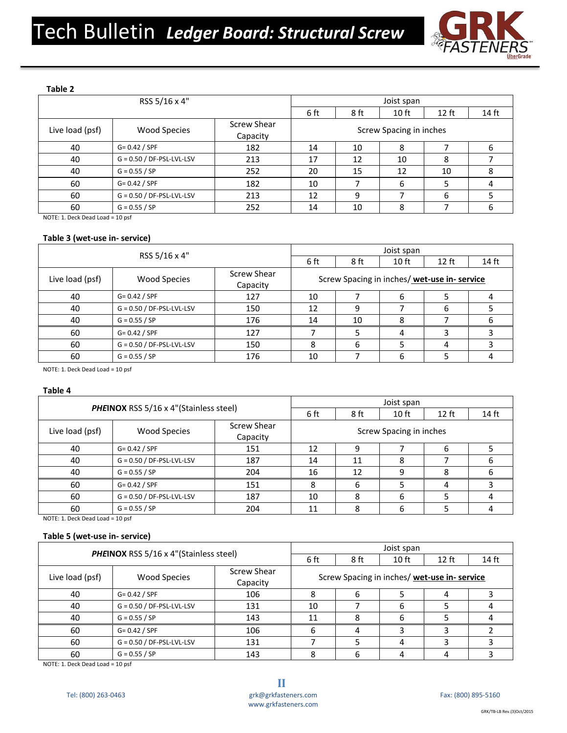# Tech Bulletin *Ledger Board: Structural Screw*

**Table 2**

| RSS 5/16 x 4" | | | Joist span | | | | |
|---|---|---|---|---|---|---|---|
| | | | 6 ft | 8 ft | 10 ft | 12 ft | 14 ft |
| Live load (psf) | Wood Species | Screw Shear Capacity | Screw Spacing in inches | | | | |
| 40 | G= 0.42 / SPF | 182 | 14 | 10 | 8 | 7 | 6 |
| 40 | G = 0.50 / DF-PSL-LVL-LSV | 213 | 17 | 12 | 10 | 8 | 7 |
| 40 | G = 0.55 / SP | 252 | 20 | 15 | 12 | 10 | 8 |
| 60 | G= 0.42 / SPF | 182 | 10 | 7 | 6 | 5 | 4 |
| 60 | G = 0.50 / DF-PSL-LVL-LSV | 213 | 12 | 9 | 7 | 6 | 5 |
| 60 | G = 0.55 / SP | 252 | 14 | 10 | 8 | 7 | 6 |

NOTE: 1. Deck Dead Load = 10 psf

**Table 3 (wet-use in- service)**

| RSS 5/16 x 4" | | | Joist span | | | | |
|---|---|---|---|---|---|---|---|
| | | | 6 ft | 8 ft | 10 ft | 12 ft | 14 ft |
| Live load (psf) | Wood Species | Screw Shear Capacity | Screw Spacing in inches/ **wet-use in- service** | | | | |
| 40 | G= 0.42 / SPF | 127 | 10 | 7 | 6 | 5 | 4 |
| 40 | G = 0.50 / DF-PSL-LVL-LSV | 150 | 12 | 9 | 7 | 6 | 5 |
| 40 | G = 0.55 / SP | 176 | 14 | 10 | 8 | 7 | 6 |
| 60 | G= 0.42 / SPF | 127 | 7 | 5 | 4 | 3 | 3 |
| 60 | G = 0.50 / DF-PSL-LVL-LSV | 150 | 8 | 6 | 5 | 4 | 3 |
| 60 | G = 0.55 / SP | 176 | 10 | 7 | 6 | 5 | 4 |

NOTE: 1. Deck Dead Load = 10 psf

**Table 4**

| ***PHE*INOX** RSS 5/16 x 4"(Stainless steel) | | | Joist span | | | | |
|---|---|---|---|---|---|---|---|
| | | | 6 ft | 8 ft | 10 ft | 12 ft | 14 ft |
| Live load (psf) | Wood Species | Screw Shear Capacity | Screw Spacing in inches | | | | |
| 40 | G= 0.42 / SPF | 151 | 12 | 9 | 7 | 6 | 5 |
| 40 | G = 0.50 / DF-PSL-LVL-LSV | 187 | 14 | 11 | 8 | 7 | 6 |
| 40 | G = 0.55 / SP | 204 | 16 | 12 | 9 | 8 | 6 |
| 60 | G= 0.42 / SPF | 151 | 8 | 6 | 5 | 4 | 3 |
| 60 | G = 0.50 / DF-PSL-LVL-LSV | 187 | 10 | 8 | 6 | 5 | 4 |
| 60 | G = 0.55 / SP | 204 | 11 | 8 | 6 | 5 | 4 |

NOTE: 1. Deck Dead Load = 10 psf

**Table 5 (wet-use in- service)**

| ***PHE*INOX** RSS 5/16 x 4"(Stainless steel) | | | Joist span | | | | |
|---|---|---|---|---|---|---|---|
| | | | 6 ft | 8 ft | 10 ft | 12 ft | 14 ft |
| Live load (psf) | Wood Species | Screw Shear Capacity | Screw Spacing in inches/ **wet-use in- service** | | | | |
| 40 | G= 0.42 / SPF | 106 | 8 | 6 | 5 | 4 | 3 |
| 40 | G = 0.50 / DF-PSL-LVL-LSV | 131 | 10 | 7 | 6 | 5 | 4 |
| 40 | G = 0.55 / SP | 143 | 11 | 8 | 6 | 5 | 4 |
| 60 | G= 0.42 / SPF | 106 | 6 | 4 | 3 | 3 | 2 |
| 60 | G = 0.50 / DF-PSL-LVL-LSV | 131 | 7 | 5 | 4 | 3 | 3 |
| 60 | G = 0.55 / SP | 143 | 8 | 6 | 4 | 4 | 3 |

NOTE: 1. Deck Dead Load = 10 psf

Tel: (800) 263-0463

grk@grkfasteners.com
www.grkfasteners.com

Fax: (800) 895-5160

GRK/TB-LB Rev.(3)Oct/2015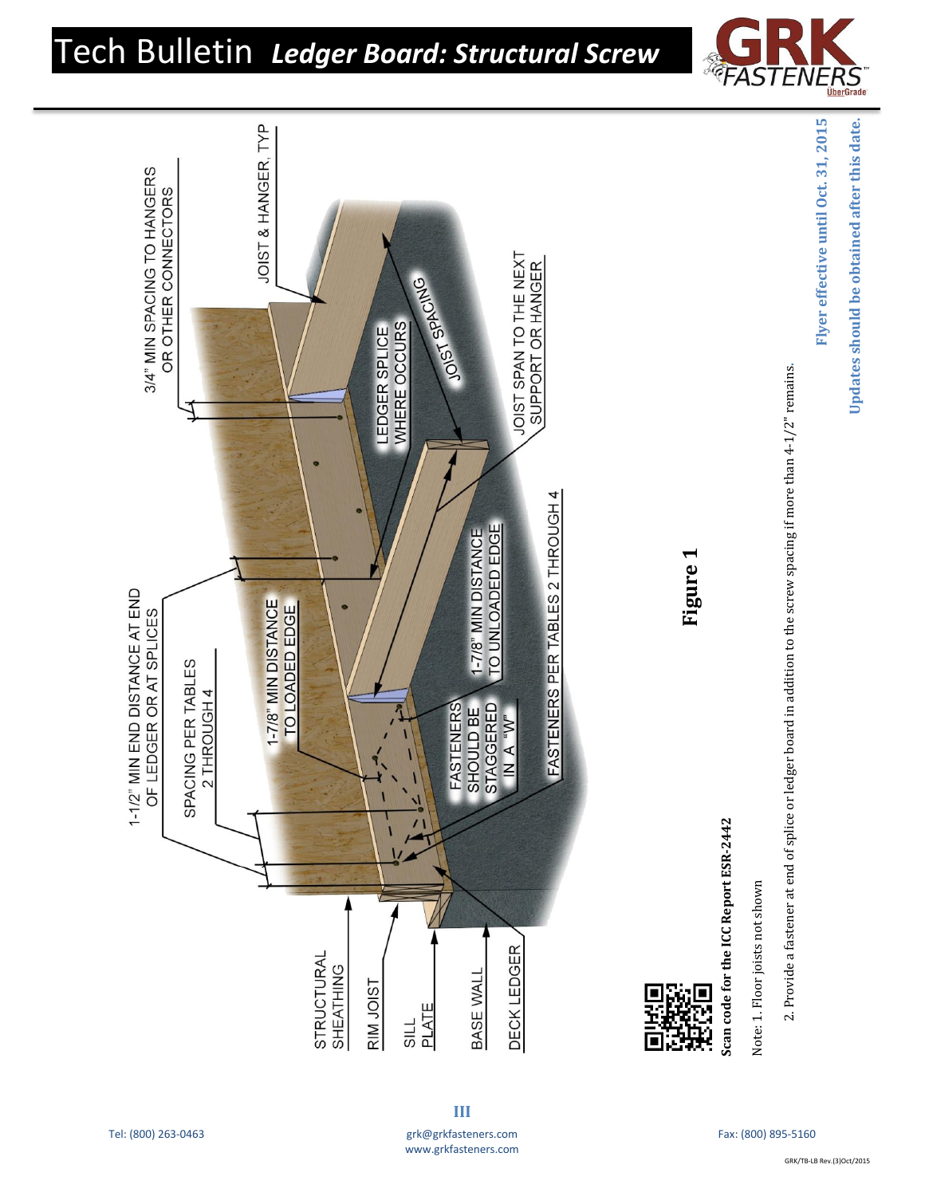# Tech Bulletin *Ledger Board: Structural Screw*

1-1/2" MIN END DISTANCE AT END OF LEDGER OR AT SPLICES

SPACING PER TABLES 2 THROUGH 4

3/4" MIN SPACING TO HANGERS OR OTHER CONNECTORS

JOIST & HANGER, TYP

1-7/8" MIN DISTANCE TO LOADED EDGE

LEDGER SPLICE WHERE OCCURS

JOIST SPACING

JOIST SPAN TO THE NEXT SUPPORT OR HANGER

1-7/8" MIN DISTANCE TO UNLOADED EDGE

FASTENERS SHOULD BE STAGGERED IN A "W"

FASTENERS PER TABLES 2 THROUGH 4

STRUCTURAL SHEATHING

RIM JOIST

SILL PLATE

BASE WALL

DECK LEDGER

**Figure 1**

**Scan code for the ICC Report ESR-2442**

Note: 1. Floor joists not shown

2. Provide a fastener at end of splice or ledger board in addition to the screw spacing if more than 4-1/2" remains.

**Flyer effective until Oct. 31, 2015**

**Updates should be obtained after this date.**

Tel: (800) 263-0463

grk@grkfasteners.com
www.grkfasteners.com

Fax: (800) 895-5160

GRK/TB-LB Rev.(3)Oct/2015